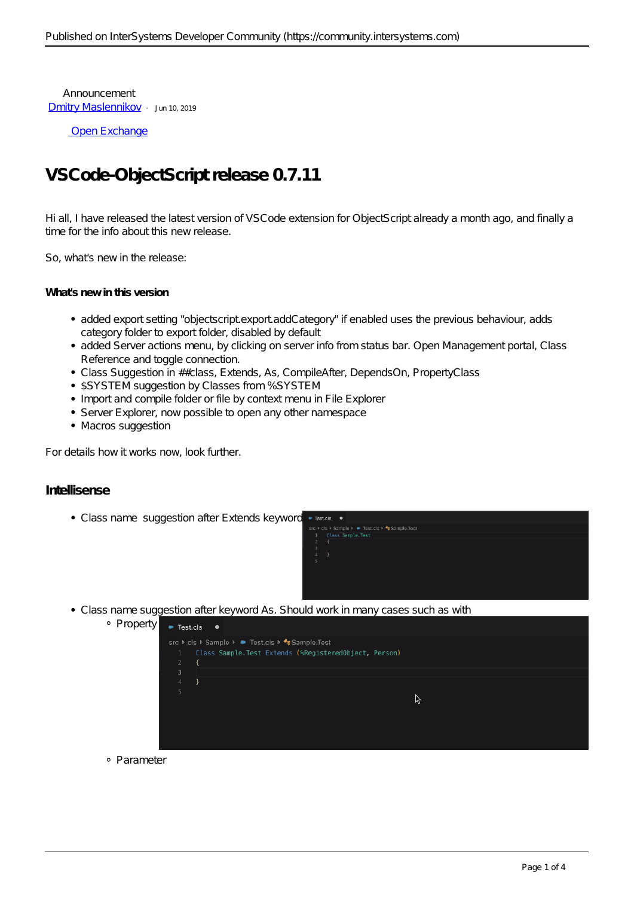Announcement
Dmitry Maslennikov · Jun 10, 2019

Open Exchange

# VSCode-ObjectScript release 0.7.11

Hi all, I have released the latest version of VSCode extension for ObjectScript already a month ago, and finally a time for the info about this new release.

So, what's new in the release:

#### What's new in this version

- added export setting "objectscript.export.addCategory" if enabled uses the previous behaviour, adds category folder to export folder, disabled by default
- added Server actions menu, by clicking on server info from status bar. Open Management portal, Class Reference and toggle connection.
- Class Suggestion in ##class, Extends, As, CompileAfter, DependsOn, PropertyClass
- $SYSTEM suggestion by Classes from %SYSTEM
- Import and compile folder or file by context menu in File Explorer
- Server Explorer, now possible to open any other namespace
- Macros suggestion

For details how it works now, look further.

### Intellisense

- Class name suggestion after Extends keyword
- Class name suggestion after keyword As. Should work in many cases such as with
  - Property
  - Parameter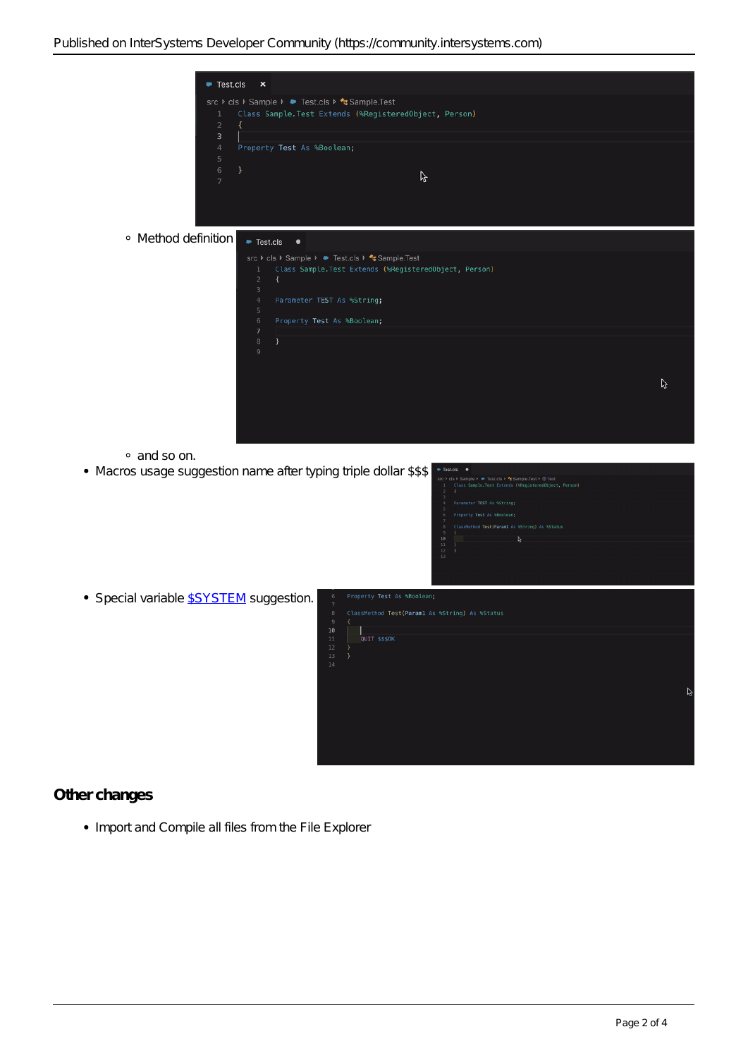- Method definition
    - and so on.
- Macros usage suggestion name after typing triple dollar $$$
- Special variable [$SYSTEM](https://community.intersystems.com) suggestion.

## Other changes

- Import and Compile all files from the File Explorer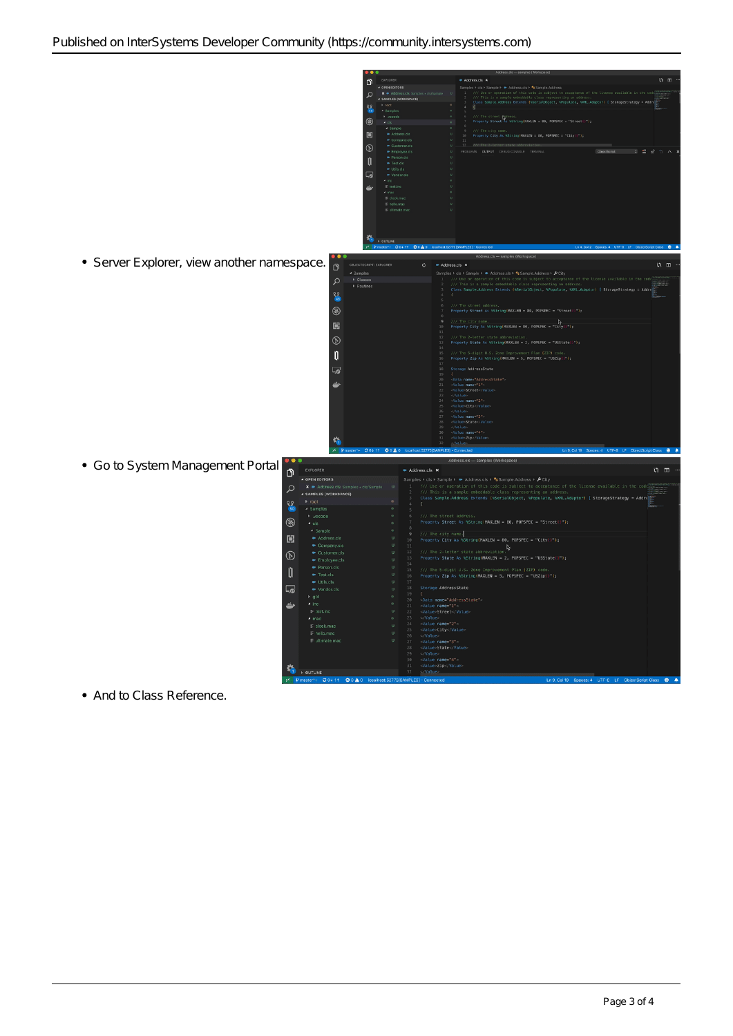- Server Explorer, view another namespace.
- Go to System Management Portal
- And to Class Reference.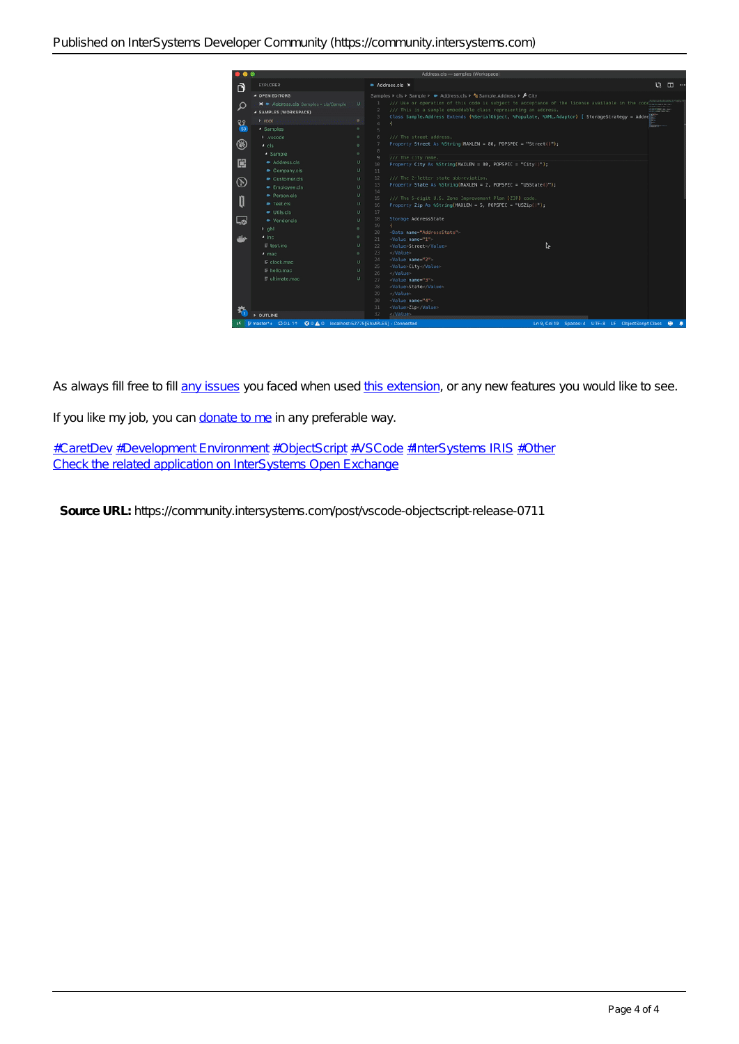As always fill free to fill [any issues]() you faced when used [this extension](), or any new features you would like to see.

If you like my job, you can [donate to me]() in any preferable way.

[#CaretDev]() [#Development Environment]() [#ObjectScript]() [#VSCode]() [#InterSystems IRIS]() [#Other]()
[Check the related application on InterSystems Open Exchange]()

**Source URL:** https://community.intersystems.com/post/vscode-objectscript-release-0711